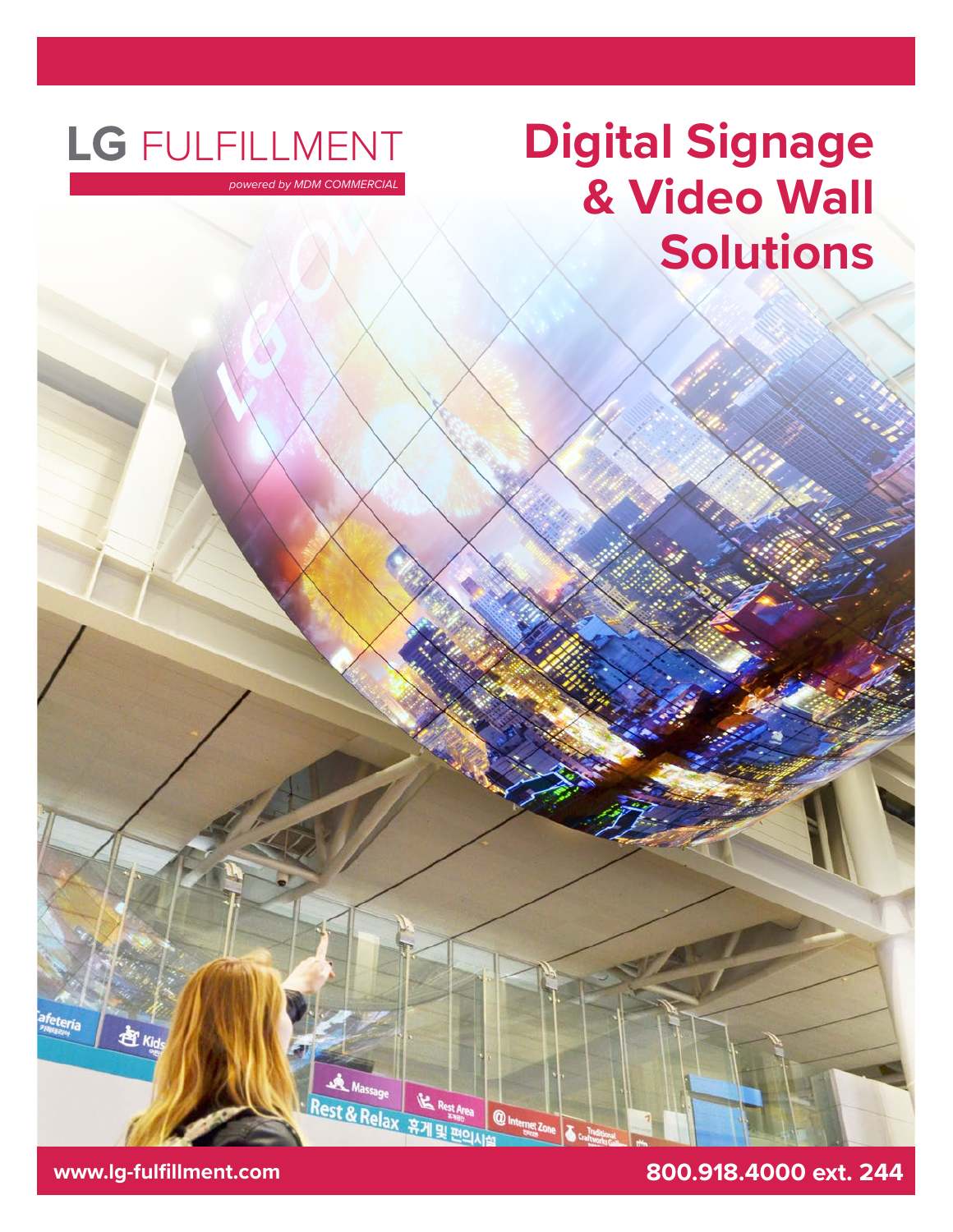**LG** FULFILLMENT

*powered by MDM COMMERCIAL*

# Digital Signage & Video Wall Solutions

**www.lg-fulfillment.com**

**800.918.4000 ext. 244**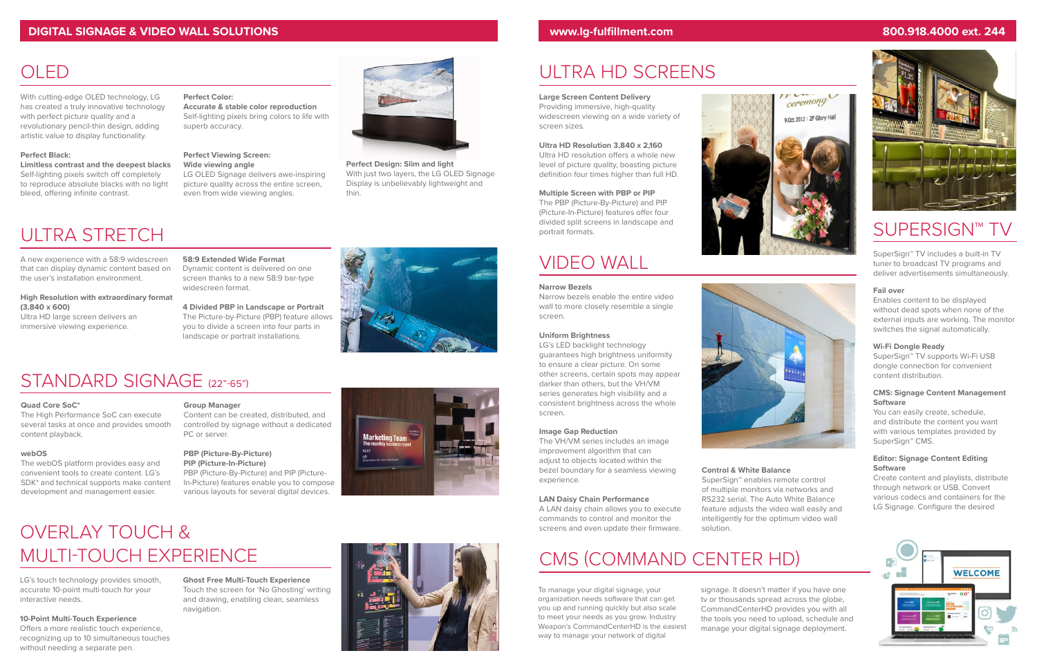DIGITAL SIGNAGE & VIDEO WALL SOLUTIONS

www.lg-fulfillment.com

800.918.4000 ext. 244

# OLED

With cutting-edge OLED technology, LG has created a truly innovative technology with perfect picture quality and a revolutionary pencil-thin design, adding artistic value to display functionality.

**Perfect Black:**
**Limitless contrast and the deepest blacks**
Self-lighting pixels switch off completely to reproduce absolute blacks with no light bleed, offering infinite contrast.

**Perfect Color:**
**Accurate & stable color reproduction**
Self-lighting pixels bring colors to life with superb accuracy.

**Perfect Viewing Screen:**
**Wide viewing angle**
LG OLED Signage delivers awe-inspiring picture quality across the entire screen, even from wide viewing angles.

**Perfect Design: Slim and light**
With just two layers, the LG OLED Signage Display is unbelievably lightweight and thin.

# ULTRA STRETCH

A new experience with a 58:9 widescreen that can display dynamic content based on the user's installation environment.

**High Resolution with extraordinary format (3,840 x 600)**
Ultra HD large screen delivers an immersive viewing experience.

**58:9 Extended Wide Format**
Dynamic content is delivered on one screen thanks to a new 58:9 bar-type widescreen format.

**4 Divided PBP in Landscape or Portrait**
The Picture-by-Picture (PBP) feature allows you to divide a screen into four parts in landscape or portrait installations.

# STANDARD SIGNAGE (22"-65")

**Quad Core SoC***
The High Performance SoC can execute several tasks at once and provides smooth content playback.

**webOS**
The webOS platform provides easy and convenient tools to create content. LG's SDK* and technical supports make content development and management easier.

**Group Manager**
Content can be created, distributed, and controlled by signage without a dedicated PC or server.

**PBP (Picture-By-Picture)**
**PIP (Picture-In-Picture)**
PBP (Picture-By-Picture) and PIP (Picture-In-Picture) features enable you to compose various layouts for several digital devices.

# OVERLAY TOUCH & MULTI-TOUCH EXPERIENCE

LG's touch technology provides smooth, accurate 10-point multi-touch for your interactive needs.

**10-Point Multi-Touch Experience**
Offers a more realistic touch experience, recognizing up to 10 simultaneous touches without needing a separate pen.

**Ghost Free Multi-Touch Experience**
Touch the screen for 'No Ghosting' writing and drawing, enabling clean, seamless navigation.

# ULTRA HD SCREENS

**Large Screen Content Delivery**
Providing immersive, high-quality widescreen viewing on a wide variety of screen sizes.

**Ultra HD Resolution 3,840 x 2,160**
Ultra HD resolution offers a whole new level of picture quality, boasting picture definition four times higher than full HD.

**Multiple Screen with PBP or PIP**
The PBP (Picture-By-Picture) and PIP (Picture-In-Picture) features offer four divided split screens in landscape and portrait formats.

# VIDEO WALL

**Narrow Bezels**
Narrow bezels enable the entire video wall to more closely resemble a single screen.

**Uniform Brightness**
LG's LED backlight technology guarantees high brightness uniformity to ensure a clear picture. On some other screens, certain spots may appear darker than others, but the VH/VM series generates high visibility and a consistent brightness across the whole screen.

**Image Gap Reduction**
The VH/VM series includes an image improvement algorithm that can adjust to objects located within the bezel boundary for a seamless viewing experience.

**LAN Daisy Chain Performance**
A LAN daisy chain allows you to execute commands to control and monitor the screens and even update their firmware.

**Control & White Balance**
SuperSign™ enables remote control of multiple monitors via networks and RS232 serial. The Auto White Balance feature adjusts the video wall easily and intelligently for the optimum video wall solution.

# SUPERSIGN™ TV

SuperSign™ TV includes a built-in TV tuner to broadcast TV programs and deliver advertisements simultaneously.

**Fail over**
Enables content to be displayed without dead spots when none of the external inputs are working. The monitor switches the signal automatically.

**Wi-Fi Dongle Ready**
SuperSign™ TV supports Wi-Fi USB dongle connection for convenient content distribution.

**CMS: Signage Content Management Software**
You can easily create, schedule, and distribute the content you want with various templates provided by SuperSign™ CMS.

**Editor: Signage Content Editing Software**
Create content and playlists, distribute through network or USB. Convert various codecs and containers for the LG Signage. Configure the desired

# CMS (COMMAND CENTER HD)

To manage your digital signage, your organization needs software that can get you up and running quickly but also scale to meet your needs as you grow. Industry Weapon's CommandCenterHD is the easiest way to manage your network of digital signage. It doesn't matter if you have one tv or thousands spread across the globe, CommandCenterHD provides you with all the tools you need to upload, schedule and manage your digital signage deployment.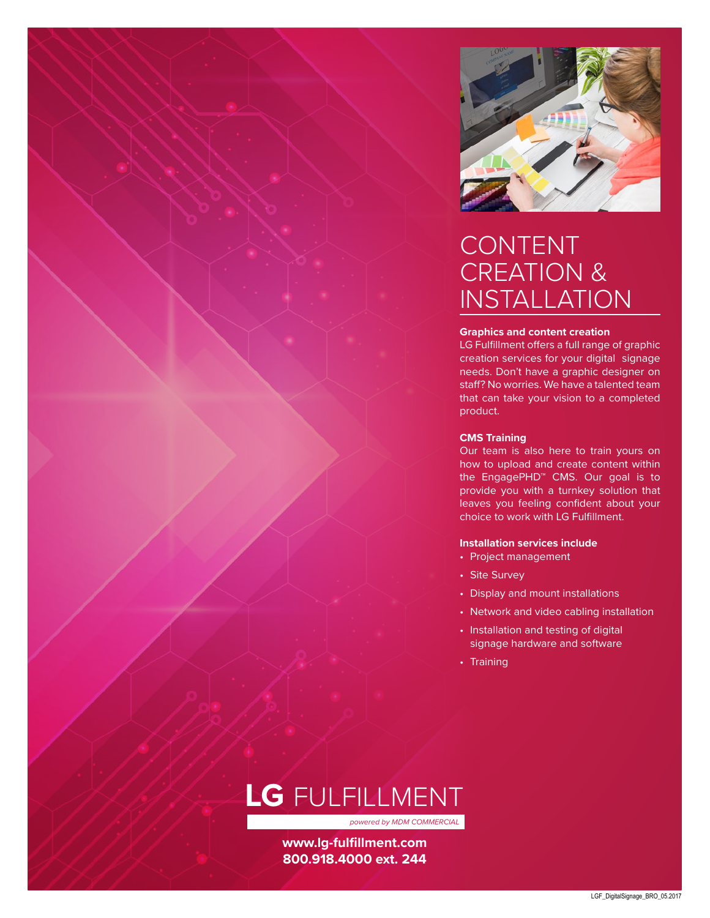# CONTENT CREATION & INSTALLATION

**Graphics and content creation**

LG Fulfillment offers a full range of graphic creation services for your digital signage needs. Don't have a graphic designer on staff? No worries. We have a talented team that can take your vision to a completed product.

**CMS Training**

Our team is also here to train yours on how to upload and create content within the EngagePHD™ CMS. Our goal is to provide you with a turnkey solution that leaves you feeling confident about your choice to work with LG Fulfillment.

**Installation services include**

- Project management
- Site Survey
- Display and mount installations
- Network and video cabling installation
- Installation and testing of digital signage hardware and software
- Training

**LG** FULFILLMENT

*powered by MDM COMMERCIAL*

**www.lg-fulfillment.com**
**800.918.4000 ext. 244**

LGF_DigitalSignage_BRO_05.2017